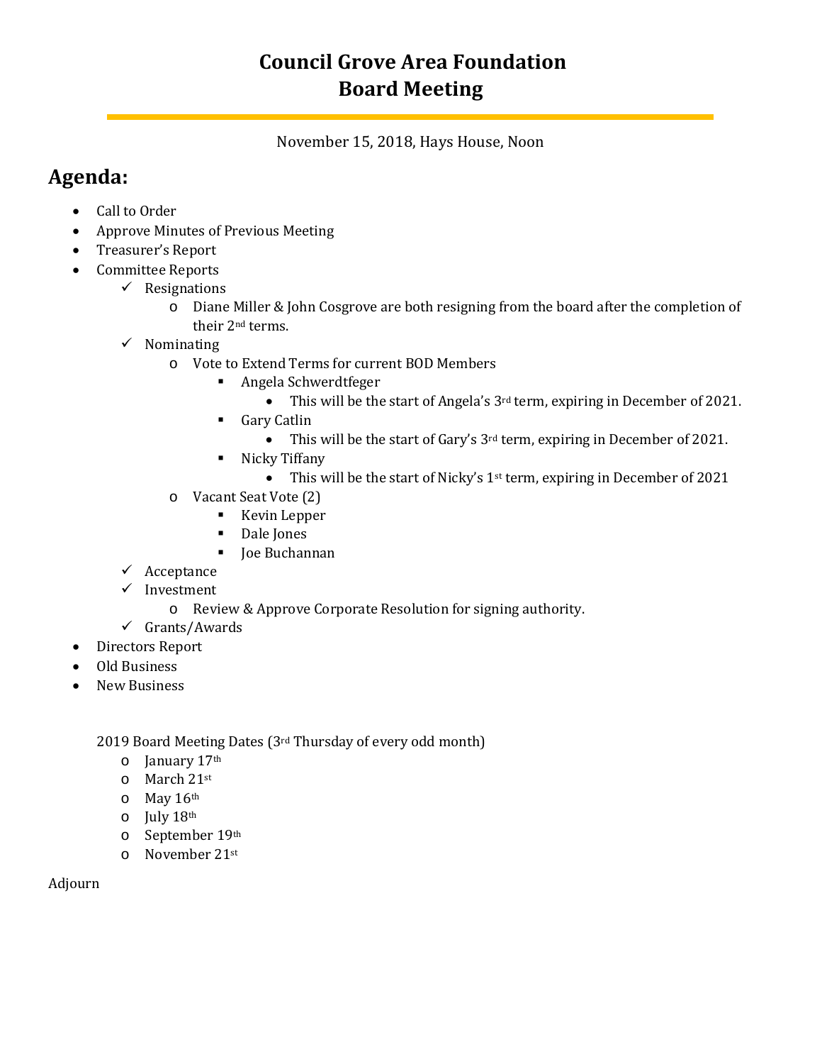# Council Grove Area Foundation
# Board Meeting

November 15, 2018, Hays House, Noon

## Agenda:

- Call to Order
- Approve Minutes of Previous Meeting
- Treasurer's Report
- Committee Reports
  - ✓ Resignations
    - o Diane Miller & John Cosgrove are both resigning from the board after the completion of their 2nd terms.
  - ✓ Nominating
    - o Vote to Extend Terms for current BOD Members
      - ▪ Angela Schwerdtfeger
        - This will be the start of Angela's 3rd term, expiring in December of 2021.
      - ▪ Gary Catlin
        - This will be the start of Gary's 3rd term, expiring in December of 2021.
      - ▪ Nicky Tiffany
        - This will be the start of Nicky's 1st term, expiring in December of 2021
    - o Vacant Seat Vote (2)
      - ▪ Kevin Lepper
      - ▪ Dale Jones
      - ▪ Joe Buchannan
  - ✓ Acceptance
  - ✓ Investment
    - o Review & Approve Corporate Resolution for signing authority.
  - ✓ Grants/Awards
- Directors Report
- Old Business
- New Business

2019 Board Meeting Dates (3rd Thursday of every odd month)

- o January 17th
- o March 21st
- o May 16th
- o July 18th
- o September 19th
- o November 21st

Adjourn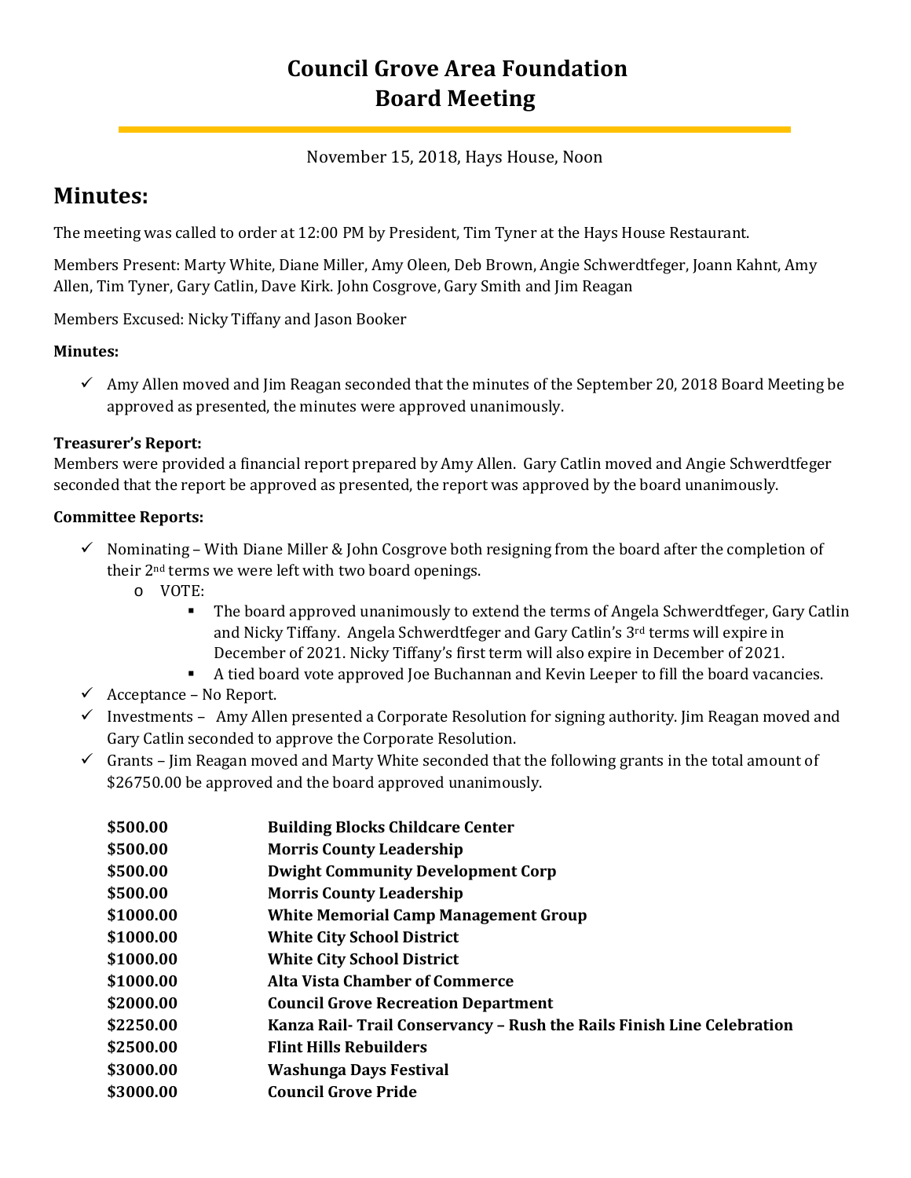# Council Grove Area Foundation
# Board Meeting

November 15, 2018, Hays House, Noon

## Minutes:

The meeting was called to order at 12:00 PM by President, Tim Tyner at the Hays House Restaurant.

Members Present: Marty White, Diane Miller, Amy Oleen, Deb Brown, Angie Schwerdtfeger, Joann Kahnt, Amy Allen, Tim Tyner, Gary Catlin, Dave Kirk. John Cosgrove, Gary Smith and Jim Reagan

Members Excused: Nicky Tiffany and Jason Booker

**Minutes:**

- ✓ Amy Allen moved and Jim Reagan seconded that the minutes of the September 20, 2018 Board Meeting be approved as presented, the minutes were approved unanimously.

**Treasurer's Report:**
Members were provided a financial report prepared by Amy Allen. Gary Catlin moved and Angie Schwerdtfeger seconded that the report be approved as presented, the report was approved by the board unanimously.

**Committee Reports:**

- ✓ Nominating – With Diane Miller & John Cosgrove both resigning from the board after the completion of their 2nd terms we were left with two board openings.
  - o VOTE:
    - ▪ The board approved unanimously to extend the terms of Angela Schwerdtfeger, Gary Catlin and Nicky Tiffany. Angela Schwerdtfeger and Gary Catlin's 3rd terms will expire in December of 2021. Nicky Tiffany's first term will also expire in December of 2021.
    - ▪ A tied board vote approved Joe Buchannan and Kevin Leeper to fill the board vacancies.
- ✓ Acceptance – No Report.
- ✓ Investments – Amy Allen presented a Corporate Resolution for signing authority. Jim Reagan moved and Gary Catlin seconded to approve the Corporate Resolution.
- ✓ Grants – Jim Reagan moved and Marty White seconded that the following grants in the total amount of $26750.00 be approved and the board approved unanimously.

| | |
|---|---|
| **$500.00** | **Building Blocks Childcare Center** |
| **$500.00** | **Morris County Leadership** |
| **$500.00** | **Dwight Community Development Corp** |
| **$500.00** | **Morris County Leadership** |
| **$1000.00** | **White Memorial Camp Management Group** |
| **$1000.00** | **White City School District** |
| **$1000.00** | **White City School District** |
| **$1000.00** | **Alta Vista Chamber of Commerce** |
| **$2000.00** | **Council Grove Recreation Department** |
| **$2250.00** | **Kanza Rail- Trail Conservancy – Rush the Rails Finish Line Celebration** |
| **$2500.00** | **Flint Hills Rebuilders** |
| **$3000.00** | **Washunga Days Festival** |
| **$3000.00** | **Council Grove Pride** |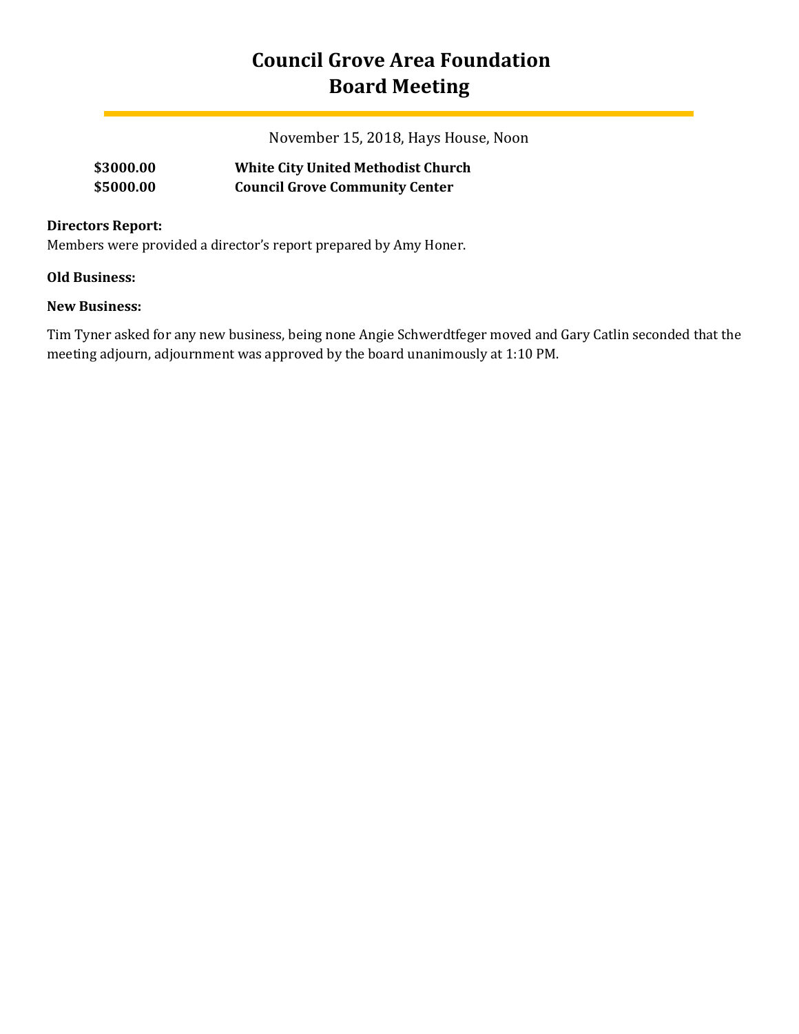# Council Grove Area Foundation
# Board Meeting

November 15, 2018, Hays House, Noon

| | |
|---|---|
| **$3000.00** | **White City United Methodist Church** |
| **$5000.00** | **Council Grove Community Center** |

**Directors Report:**
Members were provided a director's report prepared by Amy Honer.

**Old Business:**

**New Business:**

Tim Tyner asked for any new business, being none Angie Schwerdtfeger moved and Gary Catlin seconded that the meeting adjourn, adjournment was approved by the board unanimously at 1:10 PM.